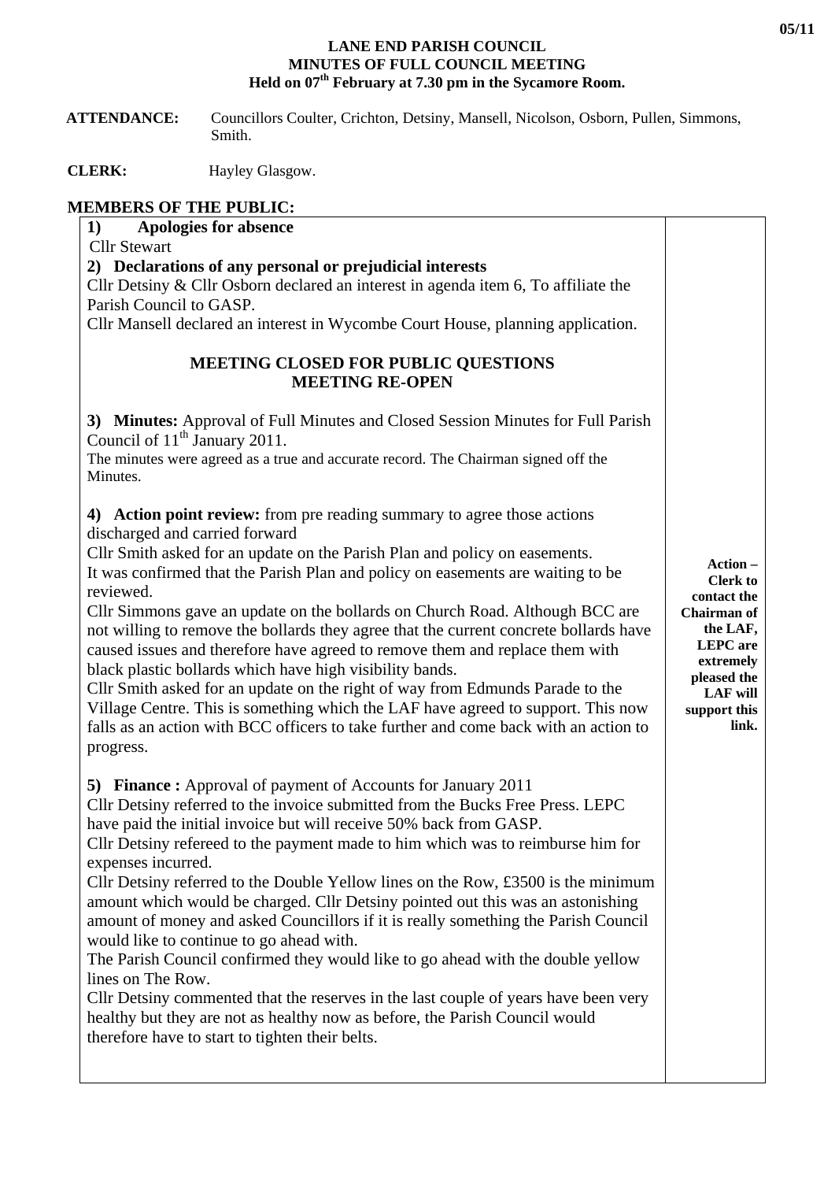**LANE END PARISH COUNCIL**
**MINUTES OF FULL COUNCIL MEETING**
**Held on 07th February at 7.30 pm in the Sycamore Room.**

**ATTENDANCE:** Councillors Coulter, Crichton, Detsiny, Mansell, Nicolson, Osborn, Pullen, Simmons, Smith.

**CLERK:** Hayley Glasgow.

**MEMBERS OF THE PUBLIC:**

| | |
|---|---|
| **1) Apologies for absence**<br>Cllr Stewart<br>**2) Declarations of any personal or prejudicial interests**<br>Cllr Detsiny & Cllr Osborn declared an interest in agenda item 6, To affiliate the Parish Council to GASP.<br>Cllr Mansell declared an interest in Wycombe Court House, planning application.<br><br>**MEETING CLOSED FOR PUBLIC QUESTIONS**<br>**MEETING RE-OPEN**<br><br>**3) Minutes:** Approval of Full Minutes and Closed Session Minutes for Full Parish Council of 11th January 2011.<br>The minutes were agreed as a true and accurate record. The Chairman signed off the Minutes.<br><br>**4) Action point review:** from pre reading summary to agree those actions discharged and carried forward<br>Cllr Smith asked for an update on the Parish Plan and policy on easements.<br>It was confirmed that the Parish Plan and policy on easements are waiting to be reviewed.<br>Cllr Simmons gave an update on the bollards on Church Road. Although BCC are not willing to remove the bollards they agree that the current concrete bollards have caused issues and therefore have agreed to remove them and replace them with black plastic bollards which have high visibility bands.<br>Cllr Smith asked for an update on the right of way from Edmunds Parade to the Village Centre. This is something which the LAF have agreed to support. This now falls as an action with BCC officers to take further and come back with an action to progress.<br><br>**5) Finance :** Approval of payment of Accounts for January 2011<br>Cllr Detsiny referred to the invoice submitted from the Bucks Free Press. LEPC have paid the initial invoice but will receive 50% back from GASP.<br>Cllr Detsiny refereed to the payment made to him which was to reimburse him for expenses incurred.<br>Cllr Detsiny referred to the Double Yellow lines on the Row, £3500 is the minimum amount which would be charged. Cllr Detsiny pointed out this was an astonishing amount of money and asked Councillors if it is really something the Parish Council would like to continue to go ahead with.<br>The Parish Council confirmed they would like to go ahead with the double yellow lines on The Row.<br>Cllr Detsiny commented that the reserves in the last couple of years have been very healthy but they are not as healthy now as before, the Parish Council would therefore have to start to tighten their belts. | **Action – Clerk to contact the Chairman of the LAF, LEPC are extremely pleased the LAF will support this link.** |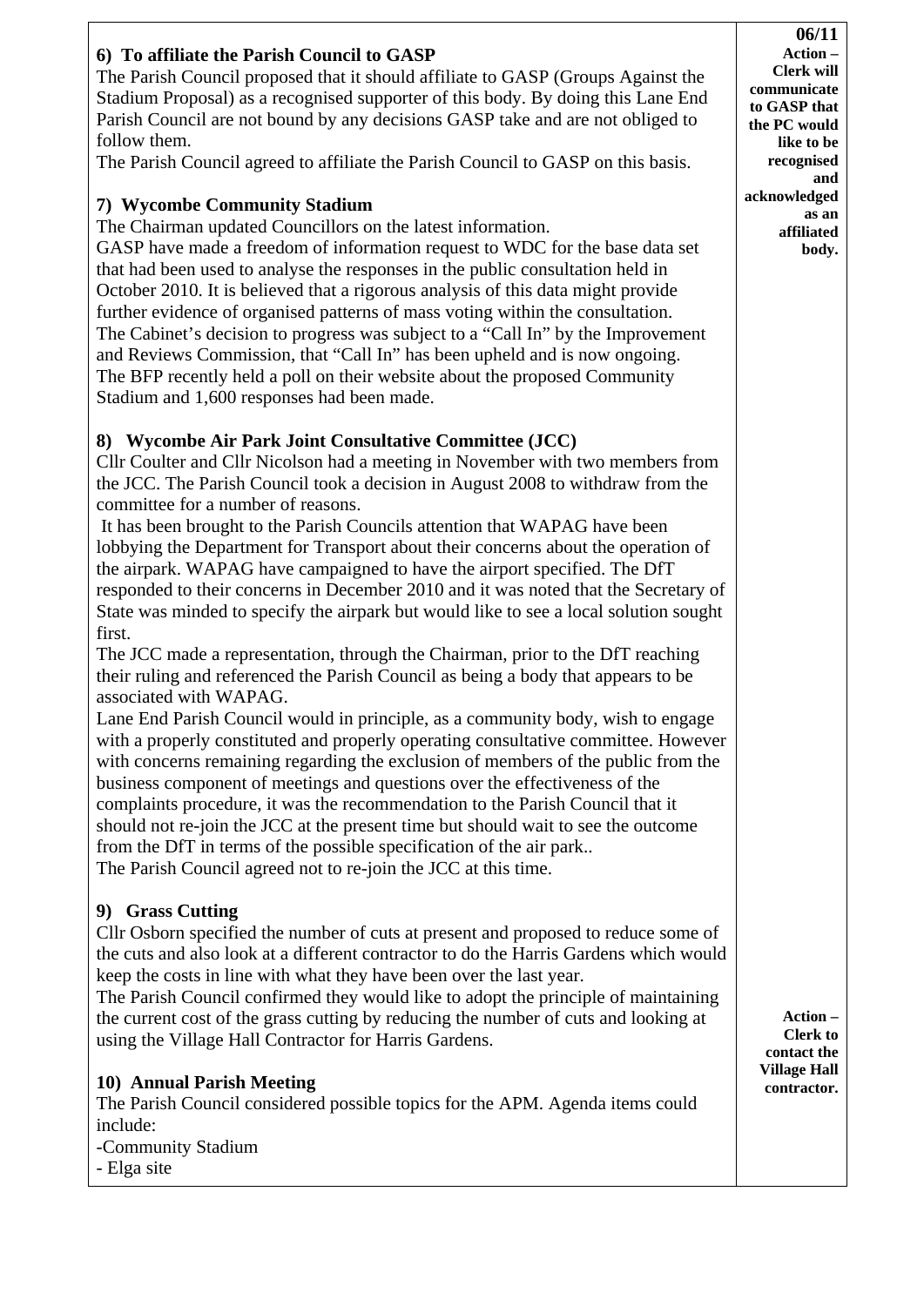**06/11**

## 6) To affiliate the Parish Council to GASP

The Parish Council proposed that it should affiliate to GASP (Groups Against the Stadium Proposal) as a recognised supporter of this body. By doing this Lane End Parish Council are not bound by any decisions GASP take and are not obliged to follow them.

The Parish Council agreed to affiliate the Parish Council to GASP on this basis.

**Action – Clerk will communicate to GASP that the PC would like to be recognised and acknowledged as an affiliated body.**

## 7) Wycombe Community Stadium

The Chairman updated Councillors on the latest information.

GASP have made a freedom of information request to WDC for the base data set that had been used to analyse the responses in the public consultation held in October 2010. It is believed that a rigorous analysis of this data might provide further evidence of organised patterns of mass voting within the consultation.

The Cabinet's decision to progress was subject to a "Call In" by the Improvement and Reviews Commission, that "Call In" has been upheld and is now ongoing.

The BFP recently held a poll on their website about the proposed Community Stadium and 1,600 responses had been made.

## 8) Wycombe Air Park Joint Consultative Committee (JCC)

Cllr Coulter and Cllr Nicolson had a meeting in November with two members from the JCC. The Parish Council took a decision in August 2008 to withdraw from the committee for a number of reasons.

It has been brought to the Parish Councils attention that WAPAG have been lobbying the Department for Transport about their concerns about the operation of the airpark. WAPAG have campaigned to have the airport specified. The DfT responded to their concerns in December 2010 and it was noted that the Secretary of State was minded to specify the airpark but would like to see a local solution sought first.

The JCC made a representation, through the Chairman, prior to the DfT reaching their ruling and referenced the Parish Council as being a body that appears to be associated with WAPAG.

Lane End Parish Council would in principle, as a community body, wish to engage with a properly constituted and properly operating consultative committee. However with concerns remaining regarding the exclusion of members of the public from the business component of meetings and questions over the effectiveness of the complaints procedure, it was the recommendation to the Parish Council that it should not re-join the JCC at the present time but should wait to see the outcome from the DfT in terms of the possible specification of the air park..

The Parish Council agreed not to re-join the JCC at this time.

## 9) Grass Cutting

Cllr Osborn specified the number of cuts at present and proposed to reduce some of the cuts and also look at a different contractor to do the Harris Gardens which would keep the costs in line with what they have been over the last year.

The Parish Council confirmed they would like to adopt the principle of maintaining the current cost of the grass cutting by reducing the number of cuts and looking at using the Village Hall Contractor for Harris Gardens.

**Action – Clerk to contact the Village Hall contractor.**

## 10) Annual Parish Meeting

The Parish Council considered possible topics for the APM. Agenda items could include:

- Community Stadium
- Elga site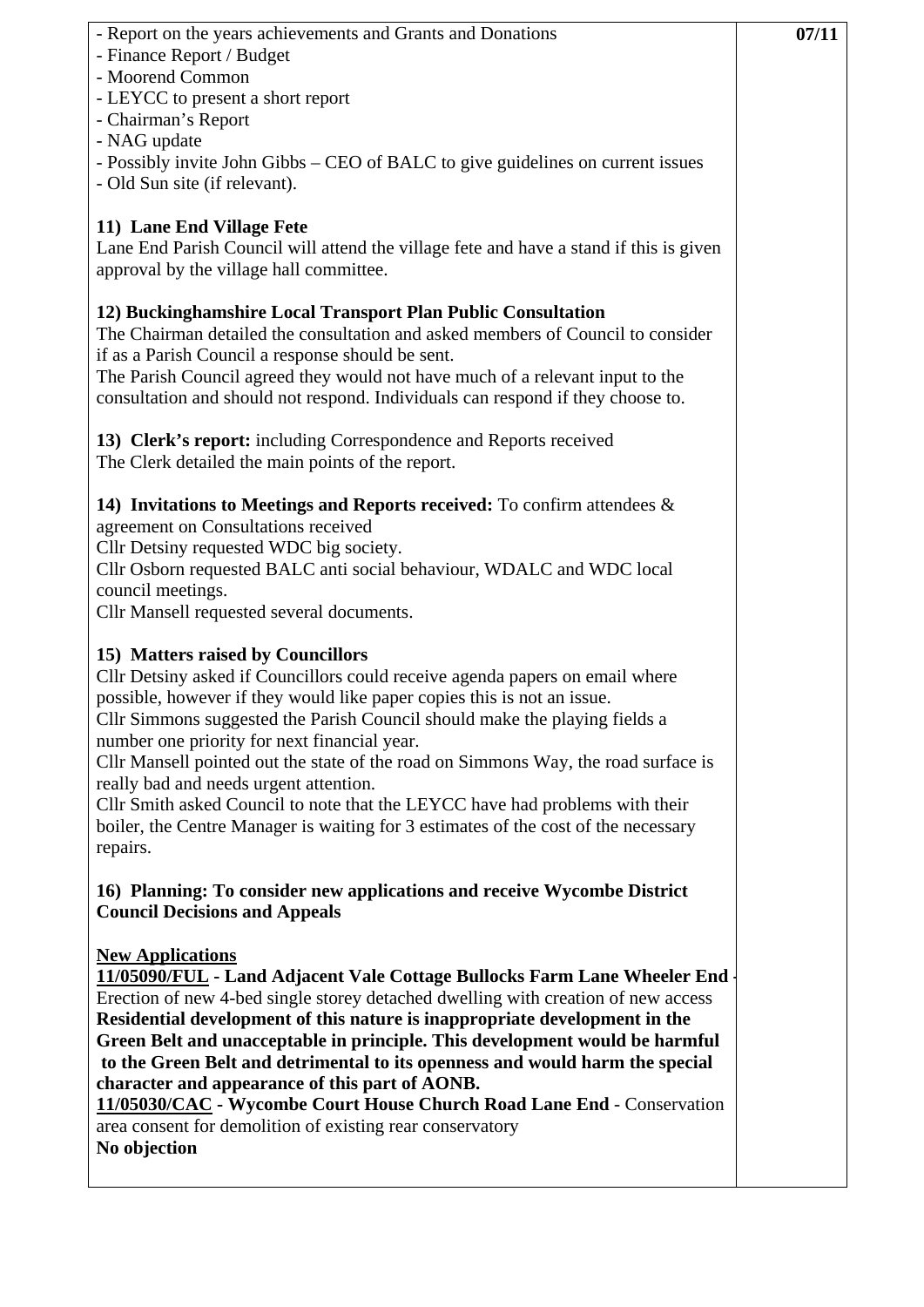- Report on the years achievements and Grants and Donations
- Finance Report / Budget
- Moorend Common
- LEYCC to present a short report
- Chairman's Report
- NAG update
- Possibly invite John Gibbs – CEO of BALC to give guidelines on current issues
- Old Sun site (if relevant).

**07/11**

**11) Lane End Village Fete**

Lane End Parish Council will attend the village fete and have a stand if this is given approval by the village hall committee.

**12) Buckinghamshire Local Transport Plan Public Consultation**

The Chairman detailed the consultation and asked members of Council to consider if as a Parish Council a response should be sent.
The Parish Council agreed they would not have much of a relevant input to the consultation and should not respond. Individuals can respond if they choose to.

**13) Clerk's report:** including Correspondence and Reports received
The Clerk detailed the main points of the report.

**14) Invitations to Meetings and Reports received:** To confirm attendees & agreement on Consultations received
Cllr Detsiny requested WDC big society.
Cllr Osborn requested BALC anti social behaviour, WDALC and WDC local council meetings.
Cllr Mansell requested several documents.

**15) Matters raised by Councillors**

Cllr Detsiny asked if Councillors could receive agenda papers on email where possible, however if they would like paper copies this is not an issue.
Cllr Simmons suggested the Parish Council should make the playing fields a number one priority for next financial year.
Cllr Mansell pointed out the state of the road on Simmons Way, the road surface is really bad and needs urgent attention.
Cllr Smith asked Council to note that the LEYCC have had problems with their boiler, the Centre Manager is waiting for 3 estimates of the cost of the necessary repairs.

**16) Planning: To consider new applications and receive Wycombe District Council Decisions and Appeals**

**New Applications**

**11/05090/FUL - Land Adjacent Vale Cottage Bullocks Farm Lane Wheeler End** - Erection of new 4-bed single storey detached dwelling with creation of new access
**Residential development of this nature is inappropriate development in the Green Belt and unacceptable in principle. This development would be harmful to the Green Belt and detrimental to its openness and would harm the special character and appearance of this part of AONB.**

**11/05030/CAC - Wycombe Court House Church Road Lane End** - Conservation area consent for demolition of existing rear conservatory
**No objection**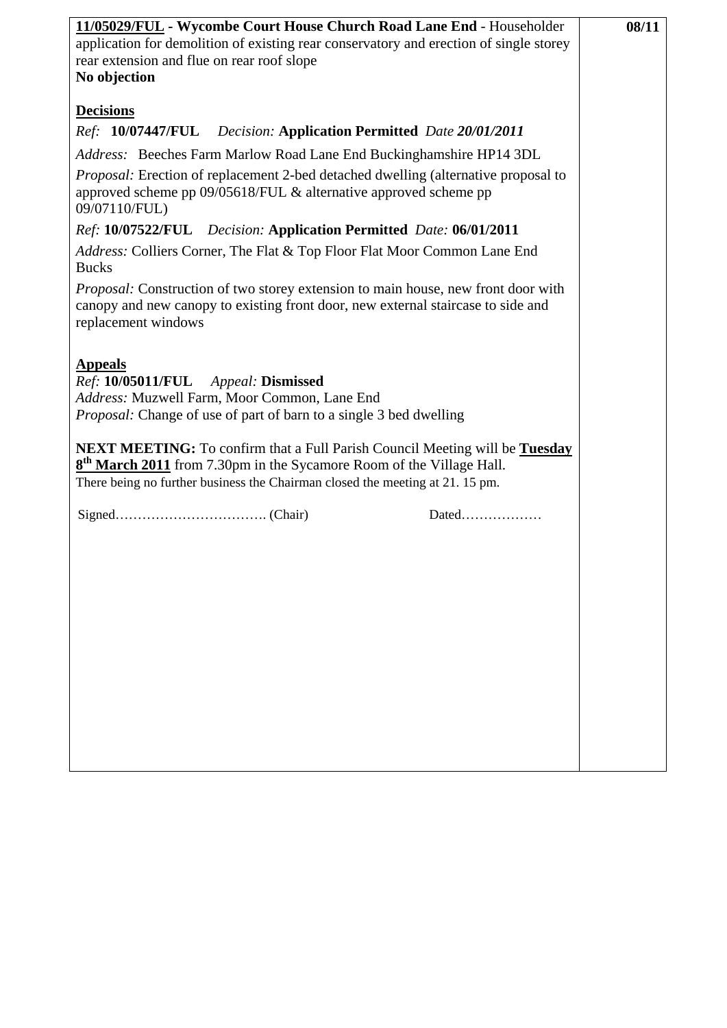**11/05029/FUL - Wycombe Court House Church Road Lane End** - Householder application for demolition of existing rear conservatory and erection of single storey rear extension and flue on rear roof slope

**No objection**

**08/11**

**Decisions**

*Ref:* **10/07447/FUL** *Decision:* **Application Permitted** *Date* ***20/01/2011***

*Address:* Beeches Farm Marlow Road Lane End Buckinghamshire HP14 3DL

*Proposal:* Erection of replacement 2-bed detached dwelling (alternative proposal to approved scheme pp 09/05618/FUL & alternative approved scheme pp 09/07110/FUL)

*Ref:* **10/07522/FUL** *Decision:* **Application Permitted** *Date:* **06/01/2011**

*Address:* Colliers Corner, The Flat & Top Floor Flat Moor Common Lane End Bucks

*Proposal:* Construction of two storey extension to main house, new front door with canopy and new canopy to existing front door, new external staircase to side and replacement windows

**Appeals**

*Ref:* **10/05011/FUL** *Appeal:* **Dismissed**

*Address:* Muzwell Farm, Moor Common, Lane End

*Proposal:* Change of use of part of barn to a single 3 bed dwelling

**NEXT MEETING:** To confirm that a Full Parish Council Meeting will be **Tuesday 8th March 2011** from 7.30pm in the Sycamore Room of the Village Hall.

There being no further business the Chairman closed the meeting at 21. 15 pm.

Signed……………………………. (Chair) Dated………………